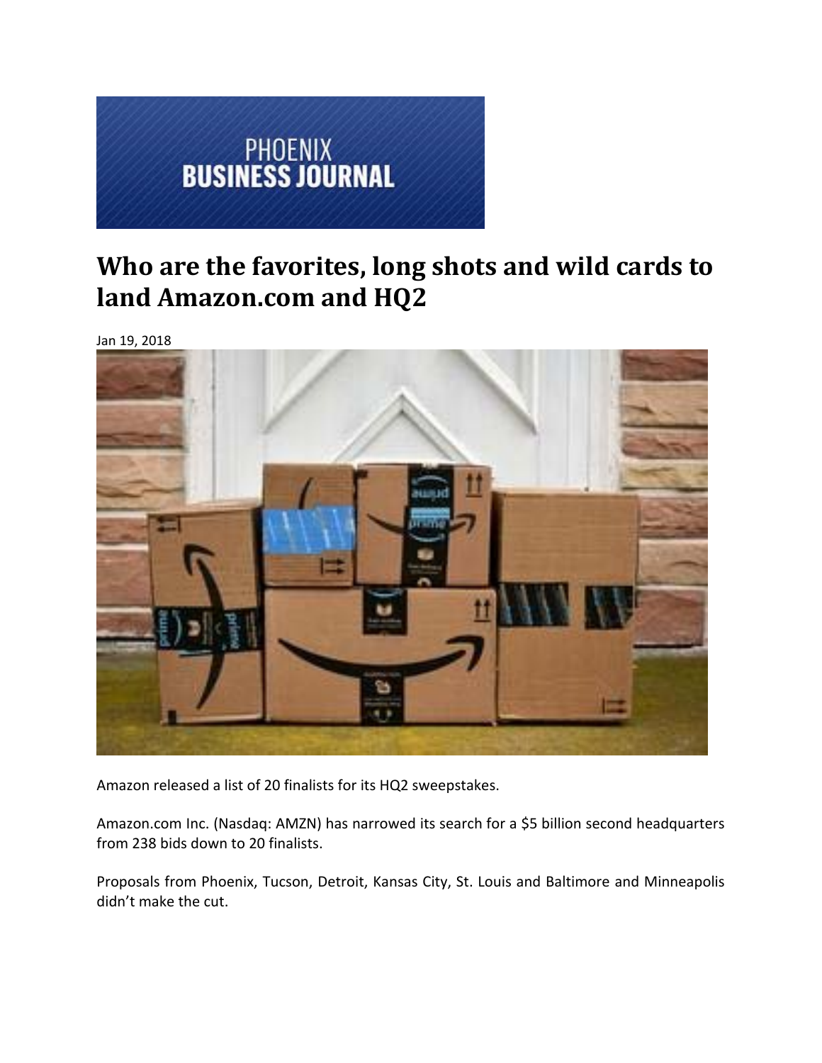PHOENIX
BUSINESS JOURNAL

# Who are the favorites, long shots and wild cards to land Amazon.com and HQ2

Jan 19, 2018

Amazon released a list of 20 finalists for its HQ2 sweepstakes.

Amazon.com Inc. (Nasdaq: AMZN) has narrowed its search for a $5 billion second headquarters from 238 bids down to 20 finalists.

Proposals from Phoenix, Tucson, Detroit, Kansas City, St. Louis and Baltimore and Minneapolis didn't make the cut.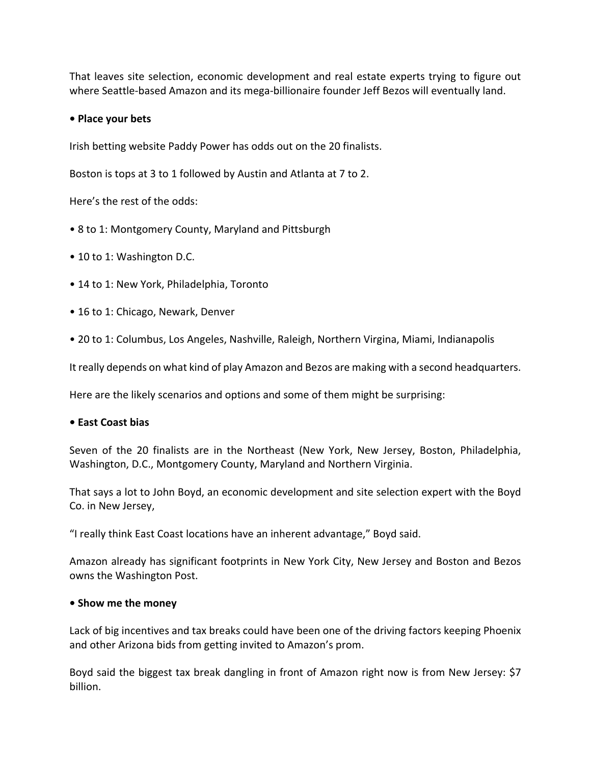That leaves site selection, economic development and real estate experts trying to figure out where Seattle-based Amazon and its mega-billionaire founder Jeff Bezos will eventually land.

**• Place your bets**

Irish betting website Paddy Power has odds out on the 20 finalists.

Boston is tops at 3 to 1 followed by Austin and Atlanta at 7 to 2.

Here's the rest of the odds:

- 8 to 1: Montgomery County, Maryland and Pittsburgh
- 10 to 1: Washington D.C.
- 14 to 1: New York, Philadelphia, Toronto
- 16 to 1: Chicago, Newark, Denver
- 20 to 1: Columbus, Los Angeles, Nashville, Raleigh, Northern Virgina, Miami, Indianapolis

It really depends on what kind of play Amazon and Bezos are making with a second headquarters.

Here are the likely scenarios and options and some of them might be surprising:

**• East Coast bias**

Seven of the 20 finalists are in the Northeast (New York, New Jersey, Boston, Philadelphia, Washington, D.C., Montgomery County, Maryland and Northern Virginia.

That says a lot to John Boyd, an economic development and site selection expert with the Boyd Co. in New Jersey,

"I really think East Coast locations have an inherent advantage," Boyd said.

Amazon already has significant footprints in New York City, New Jersey and Boston and Bezos owns the Washington Post.

**• Show me the money**

Lack of big incentives and tax breaks could have been one of the driving factors keeping Phoenix and other Arizona bids from getting invited to Amazon's prom.

Boyd said the biggest tax break dangling in front of Amazon right now is from New Jersey: $7 billion.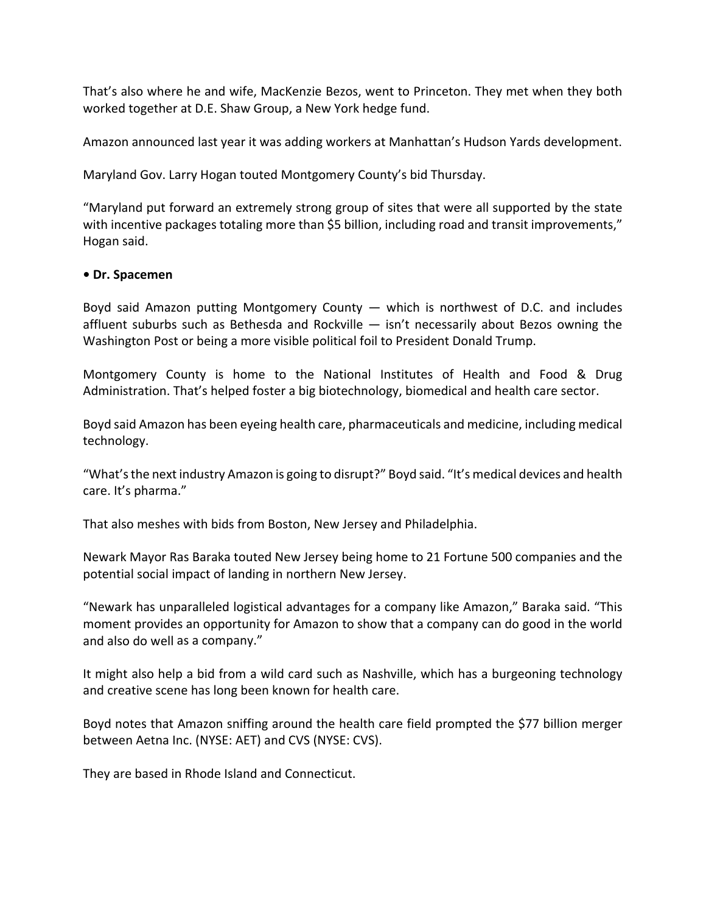That's also where he and wife, MacKenzie Bezos, went to Princeton. They met when they both worked together at D.E. Shaw Group, a New York hedge fund.

Amazon announced last year it was adding workers at Manhattan's Hudson Yards development.

Maryland Gov. Larry Hogan touted Montgomery County's bid Thursday.

"Maryland put forward an extremely strong group of sites that were all supported by the state with incentive packages totaling more than $5 billion, including road and transit improvements," Hogan said.

**• Dr. Spacemen**

Boyd said Amazon putting Montgomery County — which is northwest of D.C. and includes affluent suburbs such as Bethesda and Rockville — isn't necessarily about Bezos owning the Washington Post or being a more visible political foil to President Donald Trump.

Montgomery County is home to the National Institutes of Health and Food & Drug Administration. That's helped foster a big biotechnology, biomedical and health care sector.

Boyd said Amazon has been eyeing health care, pharmaceuticals and medicine, including medical technology.

"What's the next industry Amazon is going to disrupt?" Boyd said. "It's medical devices and health care. It's pharma."

That also meshes with bids from Boston, New Jersey and Philadelphia.

Newark Mayor Ras Baraka touted New Jersey being home to 21 Fortune 500 companies and the potential social impact of landing in northern New Jersey.

"Newark has unparalleled logistical advantages for a company like Amazon," Baraka said. "This moment provides an opportunity for Amazon to show that a company can do good in the world and also do well as a company."

It might also help a bid from a wild card such as Nashville, which has a burgeoning technology and creative scene has long been known for health care.

Boyd notes that Amazon sniffing around the health care field prompted the $77 billion merger between Aetna Inc. (NYSE: AET) and CVS (NYSE: CVS).

They are based in Rhode Island and Connecticut.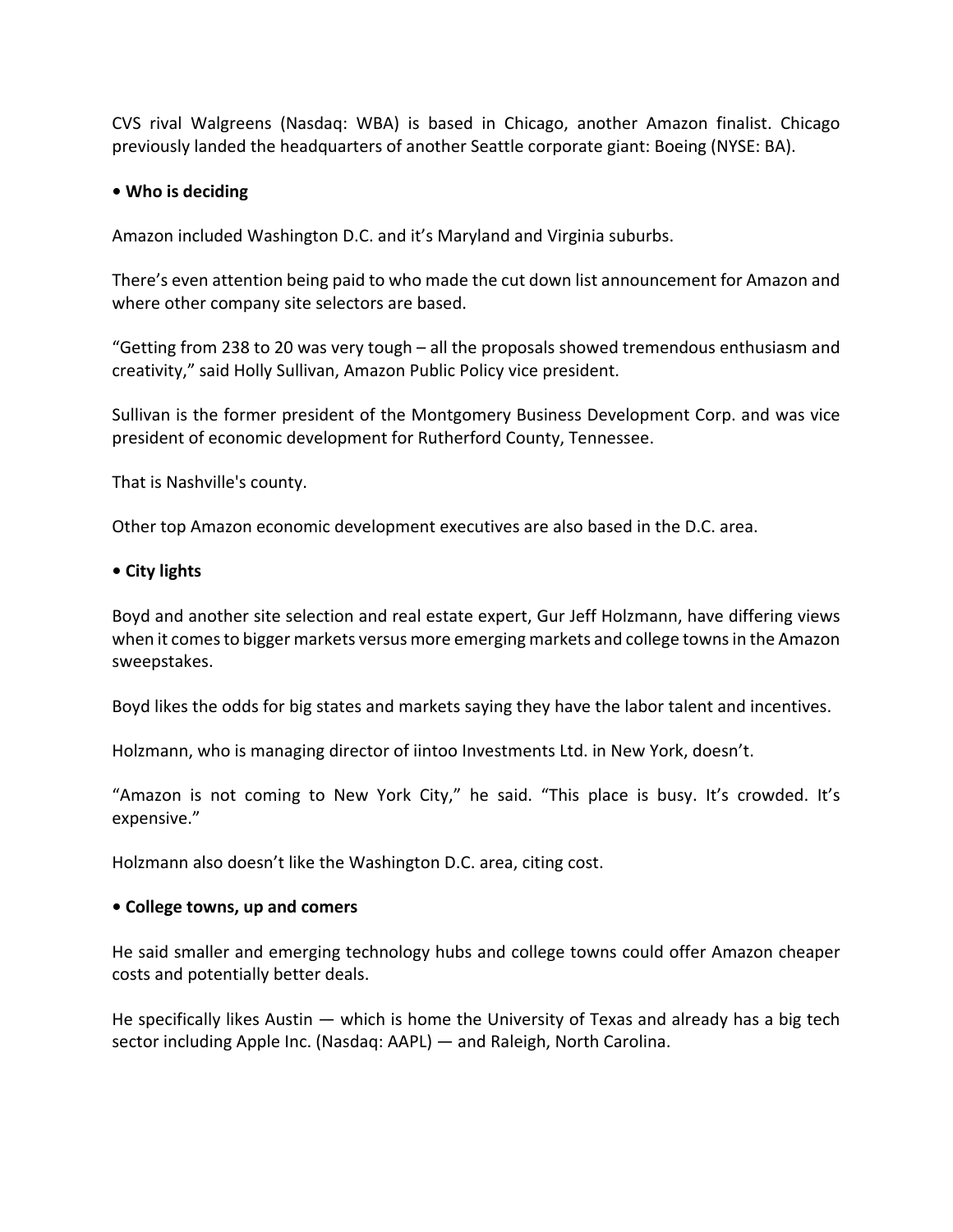CVS rival Walgreens (Nasdaq: WBA) is based in Chicago, another Amazon finalist. Chicago previously landed the headquarters of another Seattle corporate giant: Boeing (NYSE: BA).

**• Who is deciding**

Amazon included Washington D.C. and it's Maryland and Virginia suburbs.

There's even attention being paid to who made the cut down list announcement for Amazon and where other company site selectors are based.

"Getting from 238 to 20 was very tough – all the proposals showed tremendous enthusiasm and creativity," said Holly Sullivan, Amazon Public Policy vice president.

Sullivan is the former president of the Montgomery Business Development Corp. and was vice president of economic development for Rutherford County, Tennessee.

That is Nashville's county.

Other top Amazon economic development executives are also based in the D.C. area.

**• City lights**

Boyd and another site selection and real estate expert, Gur Jeff Holzmann, have differing views when it comes to bigger markets versus more emerging markets and college towns in the Amazon sweepstakes.

Boyd likes the odds for big states and markets saying they have the labor talent and incentives.

Holzmann, who is managing director of iintoo Investments Ltd. in New York, doesn't.

"Amazon is not coming to New York City," he said. "This place is busy. It's crowded. It's expensive."

Holzmann also doesn't like the Washington D.C. area, citing cost.

**• College towns, up and comers**

He said smaller and emerging technology hubs and college towns could offer Amazon cheaper costs and potentially better deals.

He specifically likes Austin — which is home the University of Texas and already has a big tech sector including Apple Inc. (Nasdaq: AAPL) — and Raleigh, North Carolina.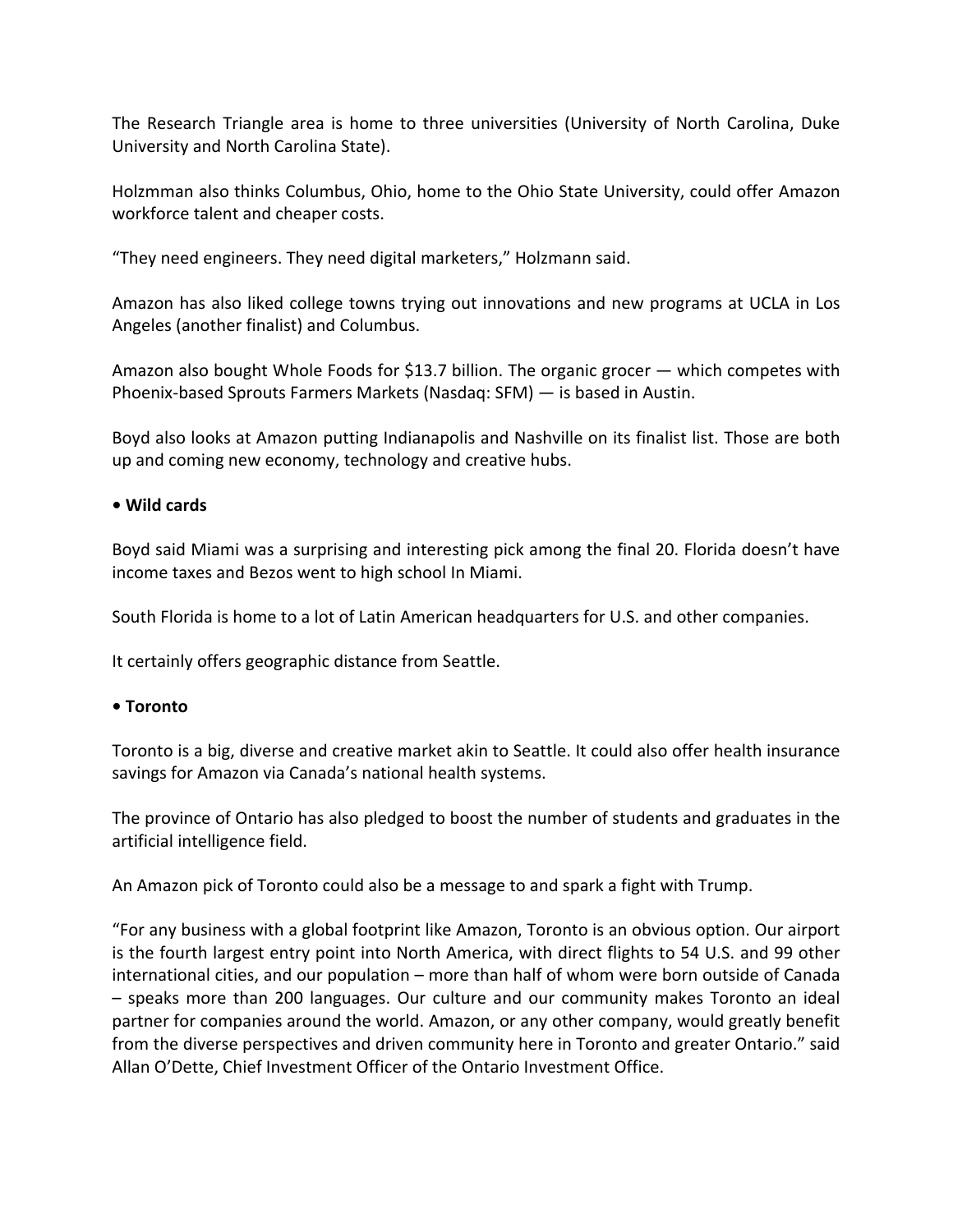The Research Triangle area is home to three universities (University of North Carolina, Duke University and North Carolina State).

Holzmman also thinks Columbus, Ohio, home to the Ohio State University, could offer Amazon workforce talent and cheaper costs.

“They need engineers. They need digital marketers,” Holzmann said.

Amazon has also liked college towns trying out innovations and new programs at UCLA in Los Angeles (another finalist) and Columbus.

Amazon also bought Whole Foods for $13.7 billion. The organic grocer — which competes with Phoenix-based Sprouts Farmers Markets (Nasdaq: SFM) — is based in Austin.

Boyd also looks at Amazon putting Indianapolis and Nashville on its finalist list. Those are both up and coming new economy, technology and creative hubs.

**• Wild cards**

Boyd said Miami was a surprising and interesting pick among the final 20. Florida doesn’t have income taxes and Bezos went to high school In Miami.

South Florida is home to a lot of Latin American headquarters for U.S. and other companies.

It certainly offers geographic distance from Seattle.

**• Toronto**

Toronto is a big, diverse and creative market akin to Seattle. It could also offer health insurance savings for Amazon via Canada’s national health systems.

The province of Ontario has also pledged to boost the number of students and graduates in the artificial intelligence field.

An Amazon pick of Toronto could also be a message to and spark a fight with Trump.

“For any business with a global footprint like Amazon, Toronto is an obvious option. Our airport is the fourth largest entry point into North America, with direct flights to 54 U.S. and 99 other international cities, and our population – more than half of whom were born outside of Canada – speaks more than 200 languages. Our culture and our community makes Toronto an ideal partner for companies around the world. Amazon, or any other company, would greatly benefit from the diverse perspectives and driven community here in Toronto and greater Ontario.” said Allan O’Dette, Chief Investment Officer of the Ontario Investment Office.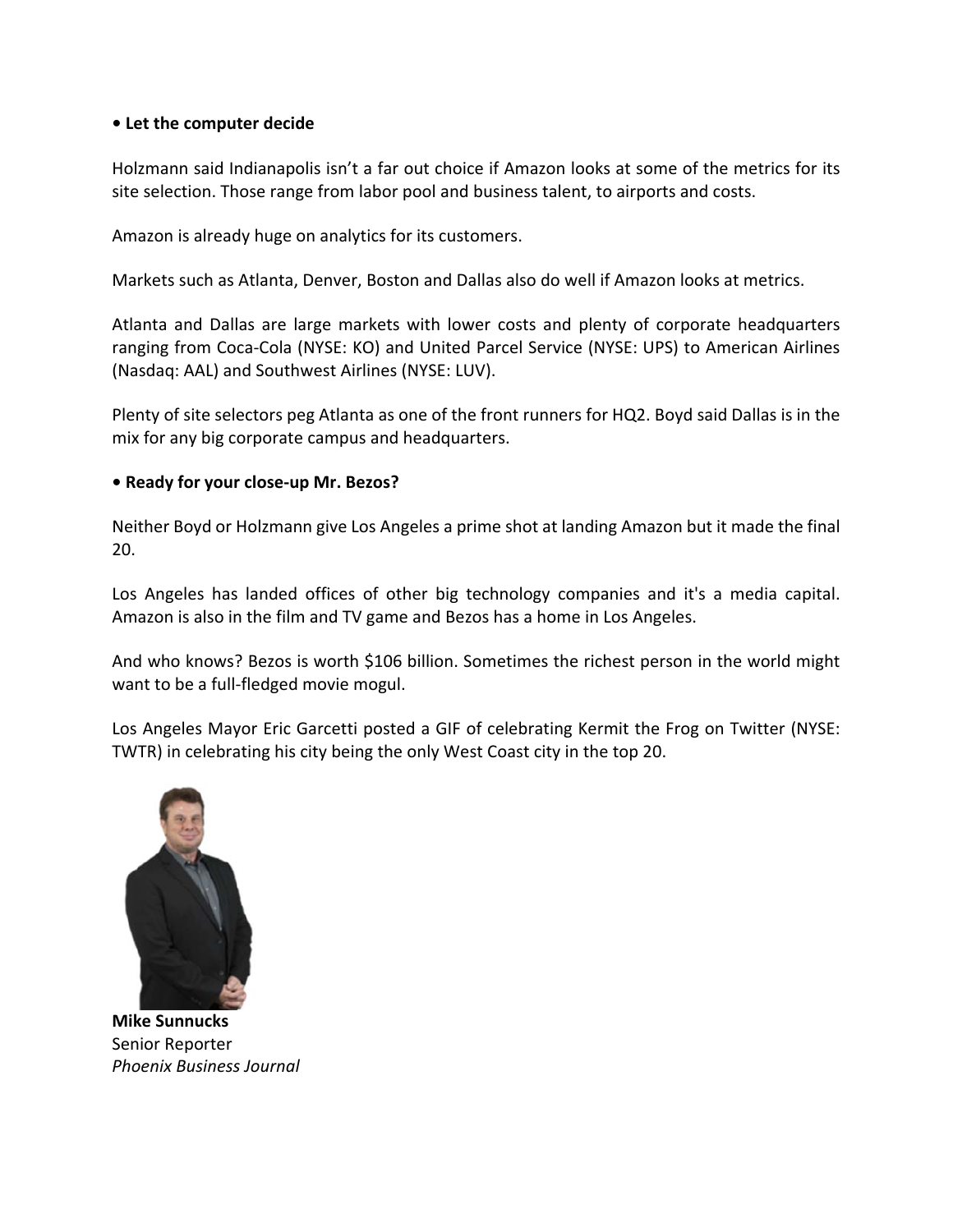**• Let the computer decide**

Holzmann said Indianapolis isn't a far out choice if Amazon looks at some of the metrics for its site selection. Those range from labor pool and business talent, to airports and costs.

Amazon is already huge on analytics for its customers.

Markets such as Atlanta, Denver, Boston and Dallas also do well if Amazon looks at metrics.

Atlanta and Dallas are large markets with lower costs and plenty of corporate headquarters ranging from Coca-Cola (NYSE: KO) and United Parcel Service (NYSE: UPS) to American Airlines (Nasdaq: AAL) and Southwest Airlines (NYSE: LUV).

Plenty of site selectors peg Atlanta as one of the front runners for HQ2. Boyd said Dallas is in the mix for any big corporate campus and headquarters.

**• Ready for your close-up Mr. Bezos?**

Neither Boyd or Holzmann give Los Angeles a prime shot at landing Amazon but it made the final 20.

Los Angeles has landed offices of other big technology companies and it's a media capital. Amazon is also in the film and TV game and Bezos has a home in Los Angeles.

And who knows? Bezos is worth $106 billion. Sometimes the richest person in the world might want to be a full-fledged movie mogul.

Los Angeles Mayor Eric Garcetti posted a GIF of celebrating Kermit the Frog on Twitter (NYSE: TWTR) in celebrating his city being the only West Coast city in the top 20.

**Mike Sunnucks**
Senior Reporter
*Phoenix Business Journal*